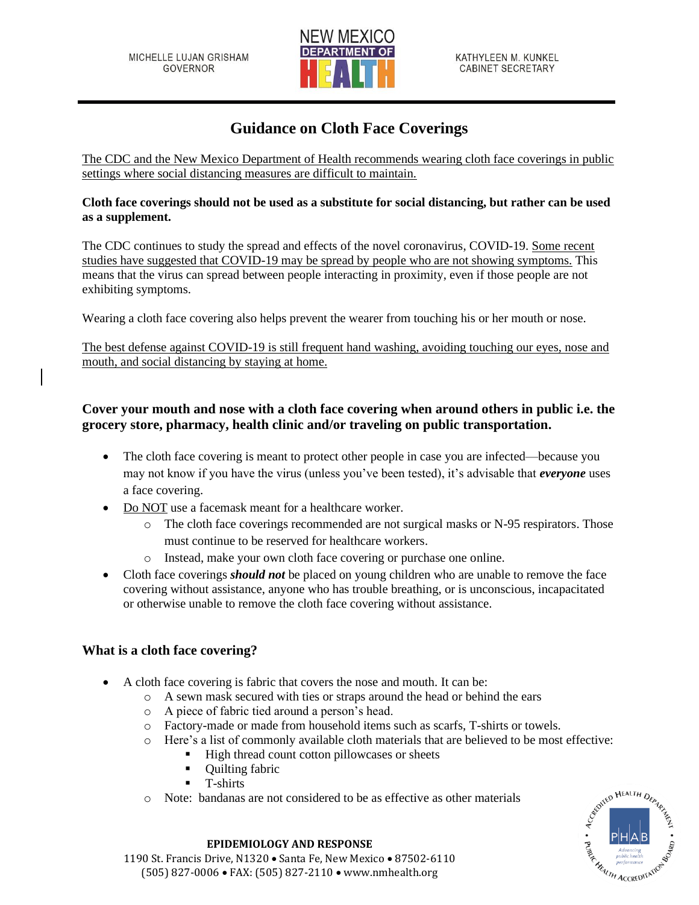MICHELLE LUJAN GRISHAM
GOVERNOR

NEW MEXICO
DEPARTMENT OF
HEALTH

KATHYLEEN M. KUNKEL
CABINET SECRETARY

# Guidance on Cloth Face Coverings

The CDC and the New Mexico Department of Health recommends wearing cloth face coverings in public settings where social distancing measures are difficult to maintain.

**Cloth face coverings should not be used as a substitute for social distancing, but rather can be used as a supplement.**

The CDC continues to study the spread and effects of the novel coronavirus, COVID-19. Some recent studies have suggested that COVID-19 may be spread by people who are not showing symptoms. This means that the virus can spread between people interacting in proximity, even if those people are not exhibiting symptoms.

Wearing a cloth face covering also helps prevent the wearer from touching his or her mouth or nose.

The best defense against COVID-19 is still frequent hand washing, avoiding touching our eyes, nose and mouth, and social distancing by staying at home.

### Cover your mouth and nose with a cloth face covering when around others in public i.e. the grocery store, pharmacy, health clinic and/or traveling on public transportation.

- The cloth face covering is meant to protect other people in case you are infected—because you may not know if you have the virus (unless you've been tested), it's advisable that ***everyone*** uses a face covering.
- Do NOT use a facemask meant for a healthcare worker.
  - The cloth face coverings recommended are not surgical masks or N-95 respirators. Those must continue to be reserved for healthcare workers.
  - Instead, make your own cloth face covering or purchase one online.
- Cloth face coverings ***should not*** be placed on young children who are unable to remove the face covering without assistance, anyone who has trouble breathing, or is unconscious, incapacitated or otherwise unable to remove the cloth face covering without assistance.

### What is a cloth face covering?

- A cloth face covering is fabric that covers the nose and mouth. It can be:
  - A sewn mask secured with ties or straps around the head or behind the ears
  - A piece of fabric tied around a person's head.
  - Factory-made or made from household items such as scarfs, T-shirts or towels.
  - Here's a list of commonly available cloth materials that are believed to be most effective:
    - High thread count cotton pillowcases or sheets
    - Quilting fabric
    - T-shirts
  - Note: bandanas are not considered to be as effective as other materials

**EPIDEMIOLOGY AND RESPONSE**
1190 St. Francis Drive, N1320 • Santa Fe, New Mexico • 87502-6110
(505) 827-0006 • FAX: (505) 827-2110 • www.nmhealth.org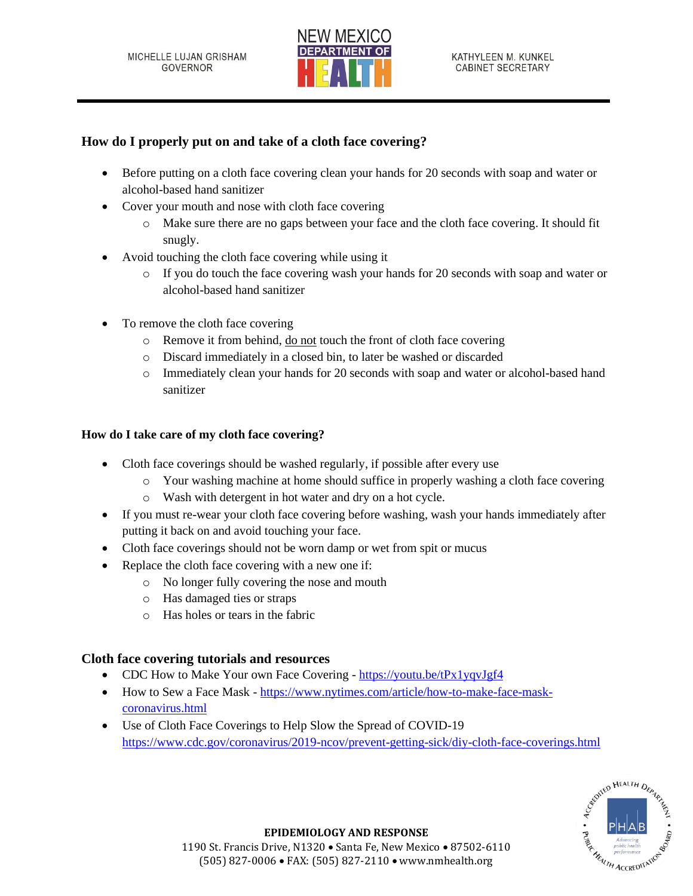## How do I properly put on and take of a cloth face covering?

- Before putting on a cloth face covering clean your hands for 20 seconds with soap and water or alcohol-based hand sanitizer
- Cover your mouth and nose with cloth face covering
  - Make sure there are no gaps between your face and the cloth face covering. It should fit snugly.
- Avoid touching the cloth face covering while using it
  - If you do touch the face covering wash your hands for 20 seconds with soap and water or alcohol-based hand sanitizer

- To remove the cloth face covering
  - Remove it from behind, do not touch the front of cloth face covering
  - Discard immediately in a closed bin, to later be washed or discarded
  - Immediately clean your hands for 20 seconds with soap and water or alcohol-based hand sanitizer

## How do I take care of my cloth face covering?

- Cloth face coverings should be washed regularly, if possible after every use
  - Your washing machine at home should suffice in properly washing a cloth face covering
  - Wash with detergent in hot water and dry on a hot cycle.
- If you must re-wear your cloth face covering before washing, wash your hands immediately after putting it back on and avoid touching your face.
- Cloth face coverings should not be worn damp or wet from spit or mucus
- Replace the cloth face covering with a new one if:
  - No longer fully covering the nose and mouth
  - Has damaged ties or straps
  - Has holes or tears in the fabric

## Cloth face covering tutorials and resources

- CDC How to Make Your own Face Covering - https://youtu.be/tPx1yqvJgf4
- How to Sew a Face Mask - https://www.nytimes.com/article/how-to-make-face-mask-coronavirus.html
- Use of Cloth Face Coverings to Help Slow the Spread of COVID-19 https://www.cdc.gov/coronavirus/2019-ncov/prevent-getting-sick/diy-cloth-face-coverings.html